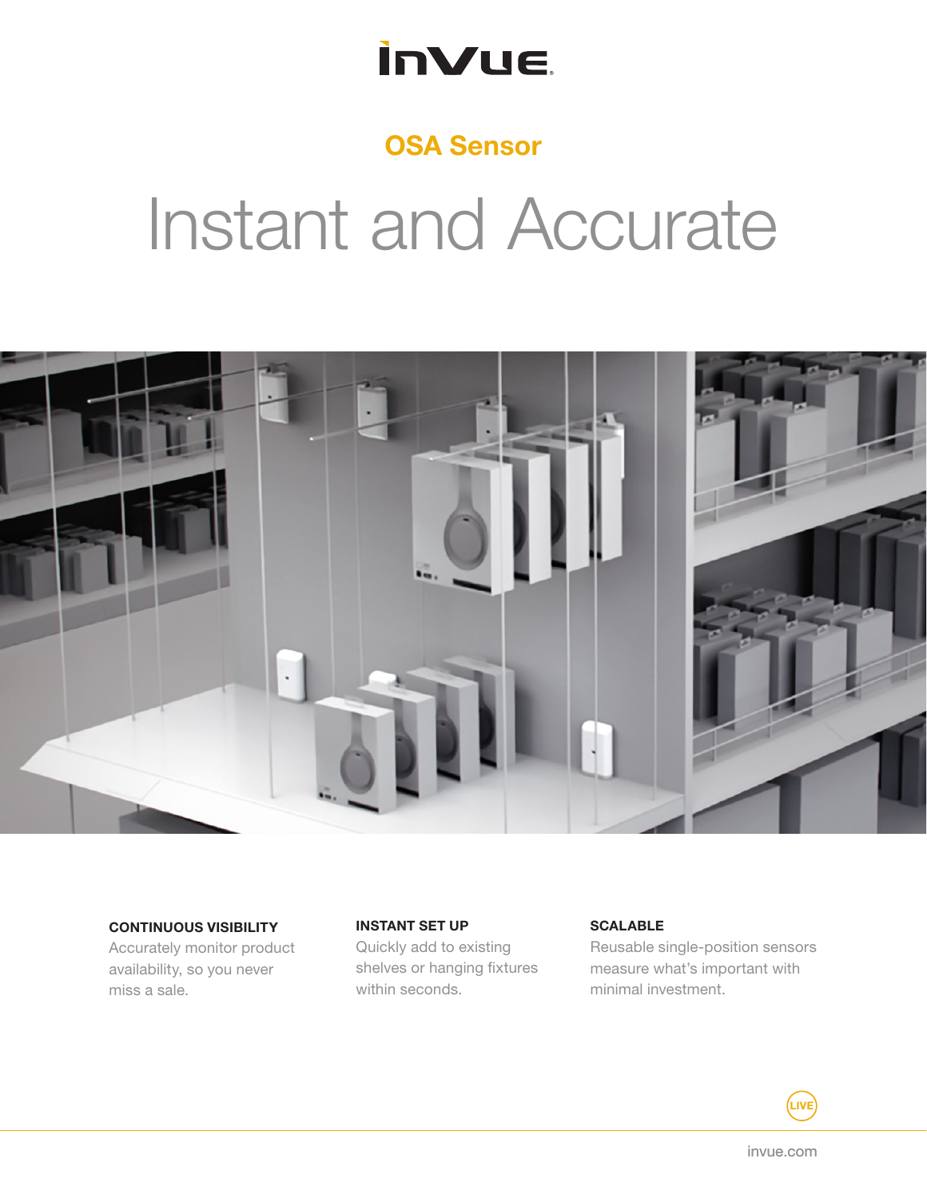InVue

## OSA Sensor

# Instant and Accurate

**CONTINUOUS VISIBILITY**
Accurately monitor product availability, so you never miss a sale.

**INSTANT SET UP**
Quickly add to existing shelves or hanging fixtures within seconds.

**SCALABLE**
Reusable single-position sensors measure what's important with minimal investment.

LIVE

invue.com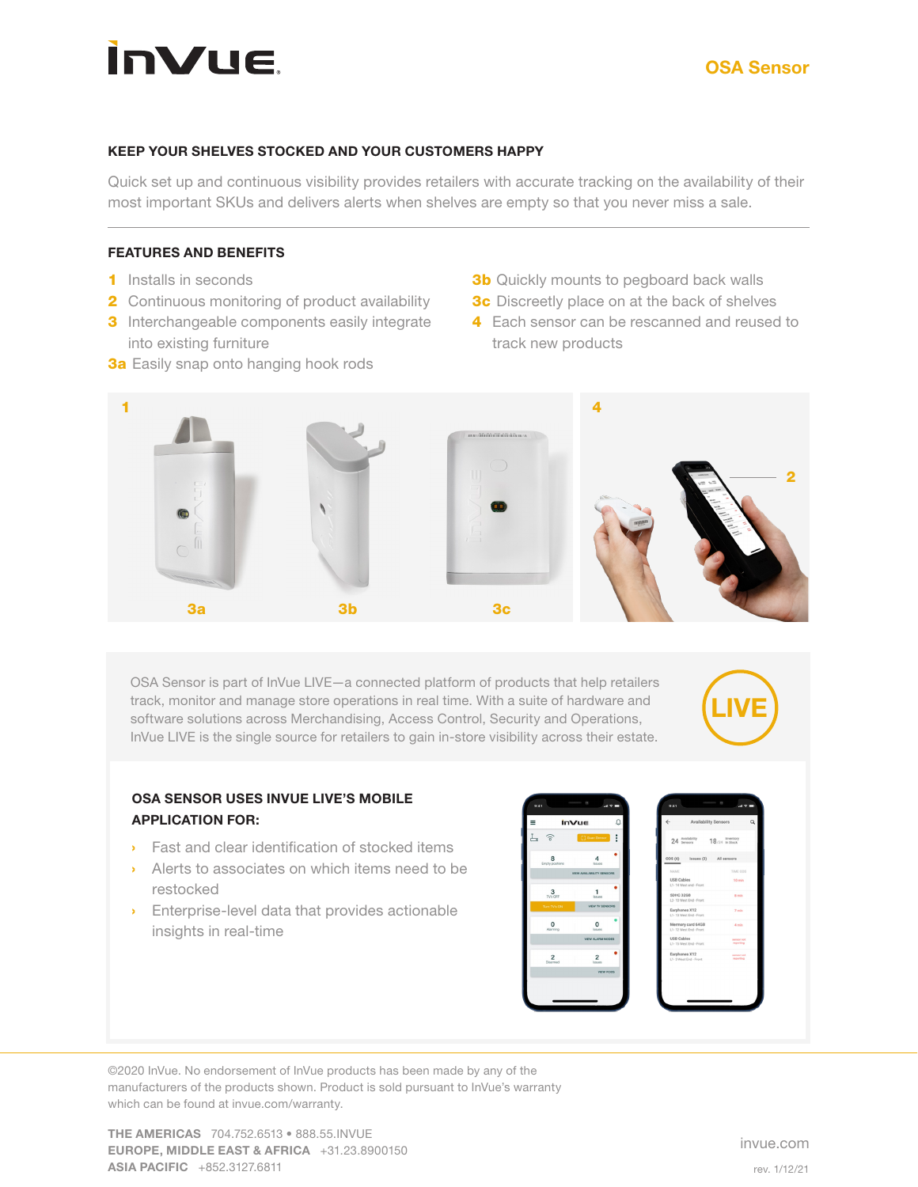# OSA Sensor

## KEEP YOUR SHELVES STOCKED AND YOUR CUSTOMERS HAPPY

Quick set up and continuous visibility provides retailers with accurate tracking on the availability of their most important SKUs and delivers alerts when shelves are empty so that you never miss a sale.

## FEATURES AND BENEFITS

**1** Installs in seconds

**2** Continuous monitoring of product availability

**3** Interchangeable components easily integrate into existing furniture

**3a** Easily snap onto hanging hook rods

**3b** Quickly mounts to pegboard back walls

**3c** Discreetly place on at the back of shelves

**4** Each sensor can be rescanned and reused to track new products

1

3a

3b

3c

4

2

OSA Sensor is part of InVue LIVE—a connected platform of products that help retailers track, monitor and manage store operations in real time. With a suite of hardware and software solutions across Merchandising, Access Control, Security and Operations, InVue LIVE is the single source for retailers to gain in-store visibility across their estate.

LIVE

## OSA SENSOR USES INVUE LIVE'S MOBILE APPLICATION FOR:

- Fast and clear identification of stocked items
- Alerts to associates on which items need to be restocked
- Enterprise-level data that provides actionable insights in real-time

©2020 InVue. No endorsement of InVue products has been made by any of the manufacturers of the products shown. Product is sold pursuant to InVue's warranty which can be found at invue.com/warranty.

**THE AMERICAS** 704.752.6513 • 888.55.INVUE
**EUROPE, MIDDLE EAST & AFRICA** +31.23.8900150
**ASIA PACIFIC** +852.3127.6811

invue.com

rev. 1/12/21